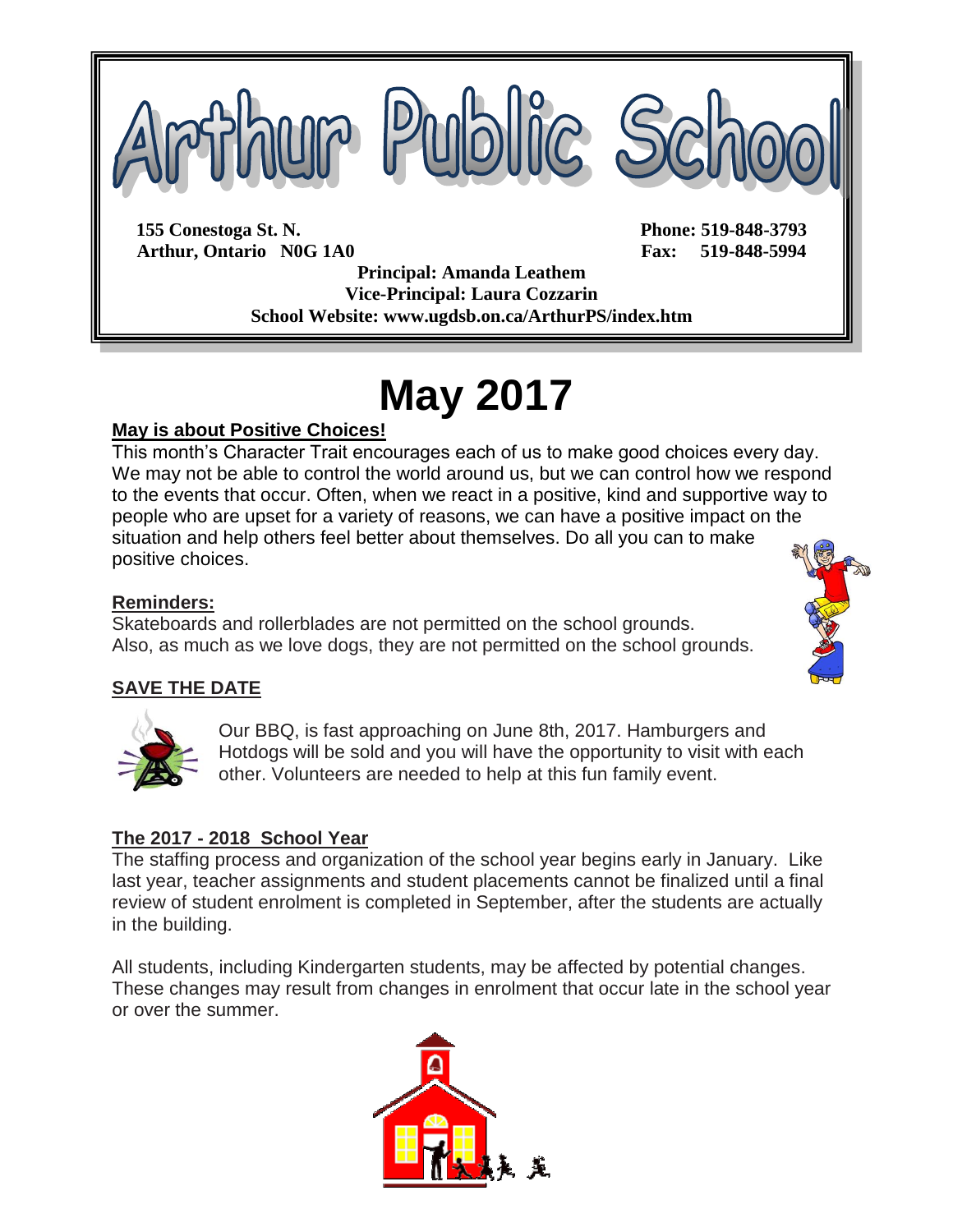# Arthur Public School

**155 Conestoga St. N.**
**Arthur, Ontario N0G 1A0**

**Phone: 519-848-3793**
**Fax: 519-848-5994**

**Principal: Amanda Leathem**
**Vice-Principal: Laura Cozzarin**
**School Website: www.ugdsb.on.ca/ArthurPS/index.htm**

# May 2017

## May is about Positive Choices!

This month's Character Trait encourages each of us to make good choices every day. We may not be able to control the world around us, but we can control how we respond to the events that occur. Often, when we react in a positive, kind and supportive way to people who are upset for a variety of reasons, we can have a positive impact on the situation and help others feel better about themselves. Do all you can to make positive choices.

## Reminders:

Skateboards and rollerblades are not permitted on the school grounds.
Also, as much as we love dogs, they are not permitted on the school grounds.

## SAVE THE DATE

Our BBQ, is fast approaching on June 8th, 2017. Hamburgers and Hotdogs will be sold and you will have the opportunity to visit with each other. Volunteers are needed to help at this fun family event.

## The 2017 - 2018 School Year

The staffing process and organization of the school year begins early in January. Like last year, teacher assignments and student placements cannot be finalized until a final review of student enrolment is completed in September, after the students are actually in the building.

All students, including Kindergarten students, may be affected by potential changes. These changes may result from changes in enrolment that occur late in the school year or over the summer.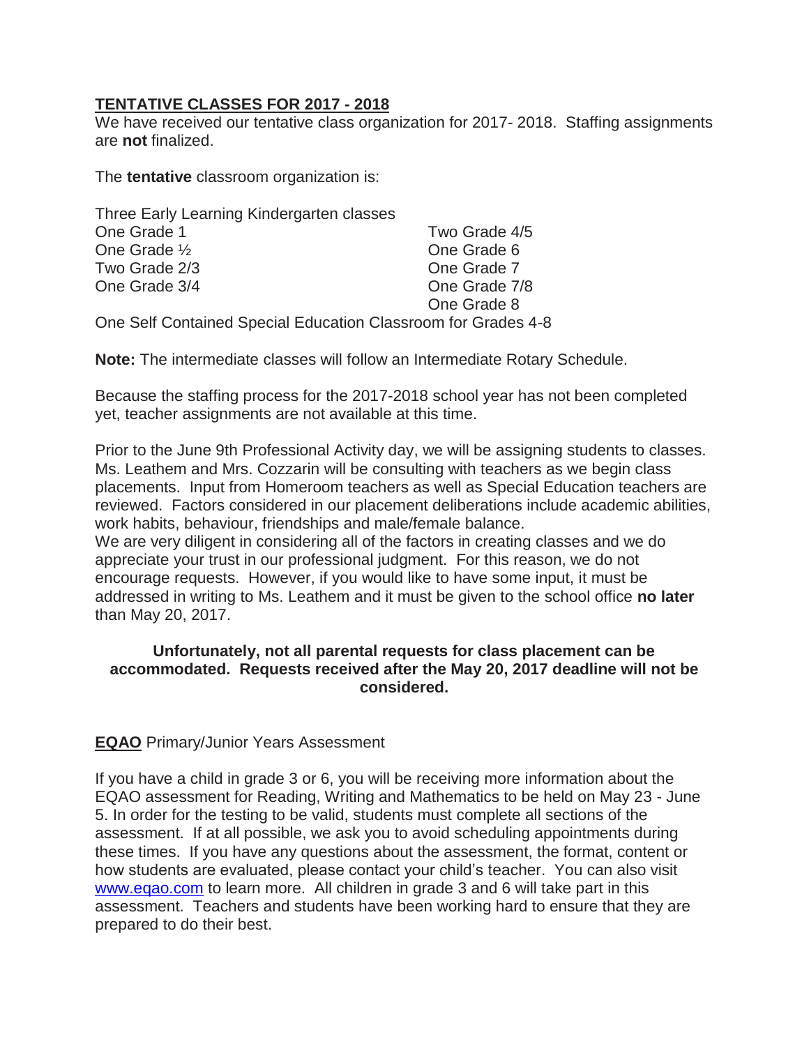## TENTATIVE CLASSES FOR 2017 - 2018

We have received our tentative class organization for 2017- 2018. Staffing assignments are **not** finalized.

The **tentative** classroom organization is:

Three Early Learning Kindergarten classes
One Grade 1
One Grade ½
Two Grade 2/3
One Grade 3/4
Two Grade 4/5
One Grade 6
One Grade 7
One Grade 7/8
One Grade 8
One Self Contained Special Education Classroom for Grades 4-8

**Note:** The intermediate classes will follow an Intermediate Rotary Schedule.

Because the staffing process for the 2017-2018 school year has not been completed yet, teacher assignments are not available at this time.

Prior to the June 9th Professional Activity day, we will be assigning students to classes. Ms. Leathem and Mrs. Cozzarin will be consulting with teachers as we begin class placements. Input from Homeroom teachers as well as Special Education teachers are reviewed. Factors considered in our placement deliberations include academic abilities, work habits, behaviour, friendships and male/female balance.
We are very diligent in considering all of the factors in creating classes and we do appreciate your trust in our professional judgment. For this reason, we do not encourage requests. However, if you would like to have some input, it must be addressed in writing to Ms. Leathem and it must be given to the school office **no later** than May 20, 2017.

**Unfortunately, not all parental requests for class placement can be accommodated. Requests received after the May 20, 2017 deadline will not be considered.**

**EQAO** Primary/Junior Years Assessment

If you have a child in grade 3 or 6, you will be receiving more information about the EQAO assessment for Reading, Writing and Mathematics to be held on May 23 - June 5. In order for the testing to be valid, students must complete all sections of the assessment. If at all possible, we ask you to avoid scheduling appointments during these times. If you have any questions about the assessment, the format, content or how students are evaluated, please contact your child's teacher. You can also visit www.eqao.com to learn more. All children in grade 3 and 6 will take part in this assessment. Teachers and students have been working hard to ensure that they are prepared to do their best.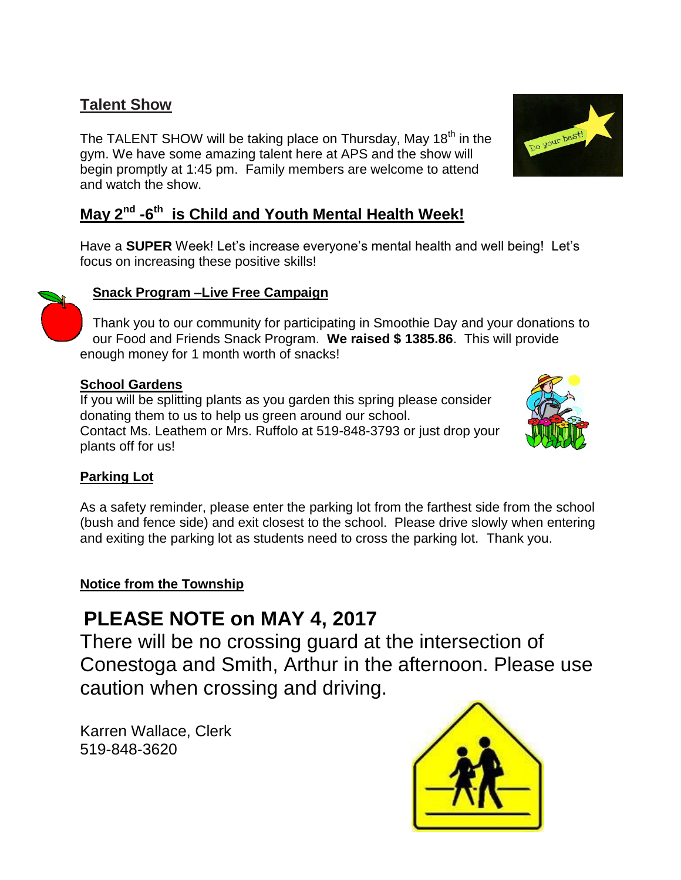## Talent Show

The TALENT SHOW will be taking place on Thursday, May 18th in the gym. We have some amazing talent here at APS and the show will begin promptly at 1:45 pm. Family members are welcome to attend and watch the show.

## May 2nd -6th is Child and Youth Mental Health Week!

Have a **SUPER** Week! Let's increase everyone's mental health and well being! Let's focus on increasing these positive skills!

### Snack Program –Live Free Campaign

Thank you to our community for participating in Smoothie Day and your donations to our Food and Friends Snack Program. **We raised $ 1385.86**. This will provide enough money for 1 month worth of snacks!

### School Gardens

If you will be splitting plants as you garden this spring please consider donating them to us to help us green around our school.
Contact Ms. Leathem or Mrs. Ruffolo at 519-848-3793 or just drop your plants off for us!

### Parking Lot

As a safety reminder, please enter the parking lot from the farthest side from the school (bush and fence side) and exit closest to the school. Please drive slowly when entering and exiting the parking lot as students need to cross the parking lot. Thank you.

### Notice from the Township

# PLEASE NOTE on MAY 4, 2017

There will be no crossing guard at the intersection of Conestoga and Smith, Arthur in the afternoon. Please use caution when crossing and driving.

Karren Wallace, Clerk
519-848-3620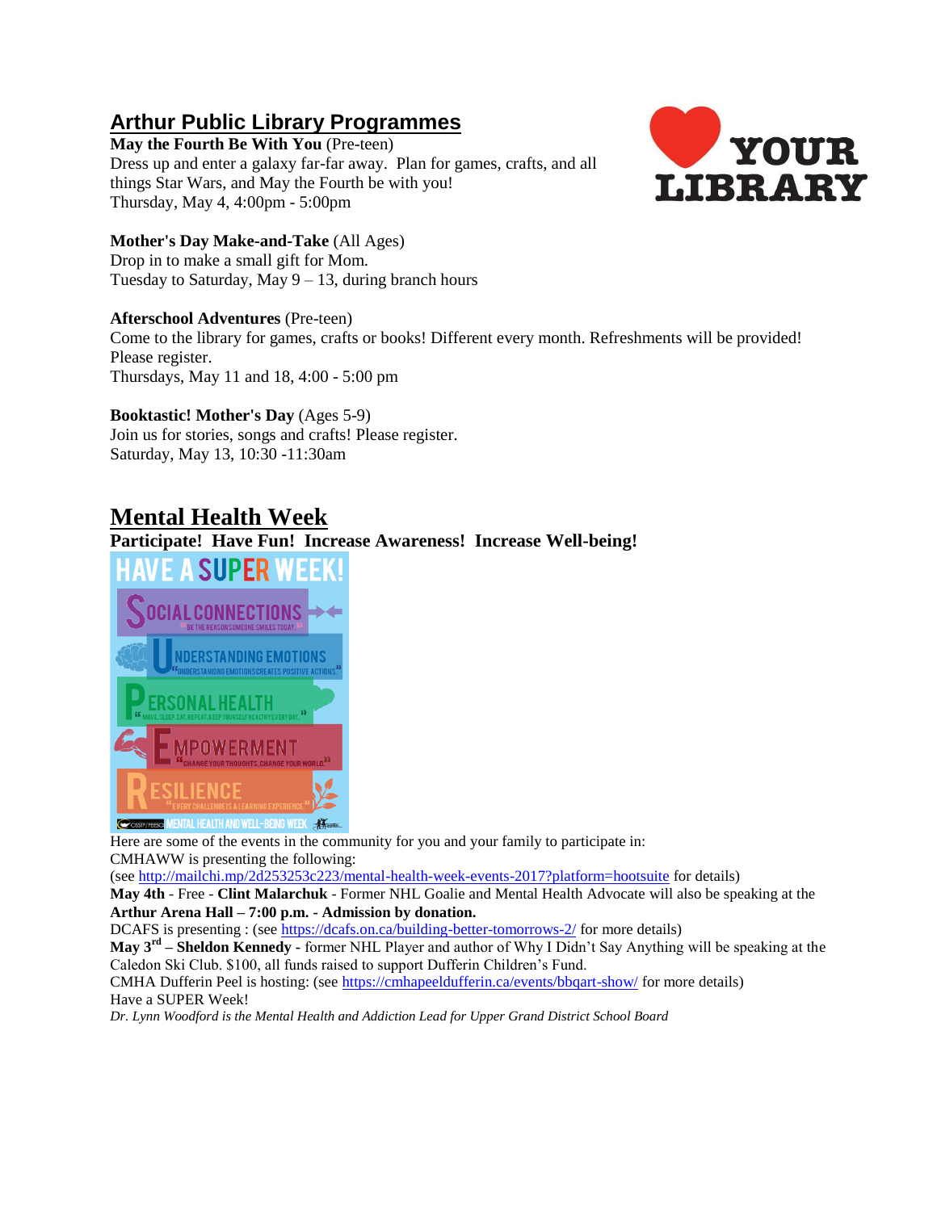## Arthur Public Library Programmes

**May the Fourth Be With You** (Pre-teen)
Dress up and enter a galaxy far-far away. Plan for games, crafts, and all things Star Wars, and May the Fourth be with you!
Thursday, May 4, 4:00pm - 5:00pm

**Mother's Day Make-and-Take** (All Ages)
Drop in to make a small gift for Mom.
Tuesday to Saturday, May 9 – 13, during branch hours

**Afterschool Adventures** (Pre-teen)
Come to the library for games, crafts or books! Different every month. Refreshments will be provided! Please register.
Thursdays, May 11 and 18, 4:00 - 5:00 pm

**Booktastic! Mother's Day** (Ages 5-9)
Join us for stories, songs and crafts! Please register.
Saturday, May 13, 10:30 -11:30am

## Mental Health Week

**Participate! Have Fun! Increase Awareness! Increase Well-being!**

Here are some of the events in the community for you and your family to participate in:
CMHAWW is presenting the following:
(see http://mailchi.mp/2d253253c223/mental-health-week-events-2017?platform=hootsuite for details)
**May 4th** - Free - **Clint Malarchuk** - Former NHL Goalie and Mental Health Advocate will also be speaking at the **Arthur Arena Hall – 7:00 p.m. - Admission by donation.**
DCAFS is presenting : (see https://dcafs.on.ca/building-better-tomorrows-2/ for more details)
**May 3rd – Sheldon Kennedy** - former NHL Player and author of Why I Didn't Say Anything will be speaking at the Caledon Ski Club. $100, all funds raised to support Dufferin Children's Fund.
CMHA Dufferin Peel is hosting: (see https://cmhapeeldufferin.ca/events/bbqart-show/ for more details)
Have a SUPER Week!
*Dr. Lynn Woodford is the Mental Health and Addiction Lead for Upper Grand District School Board*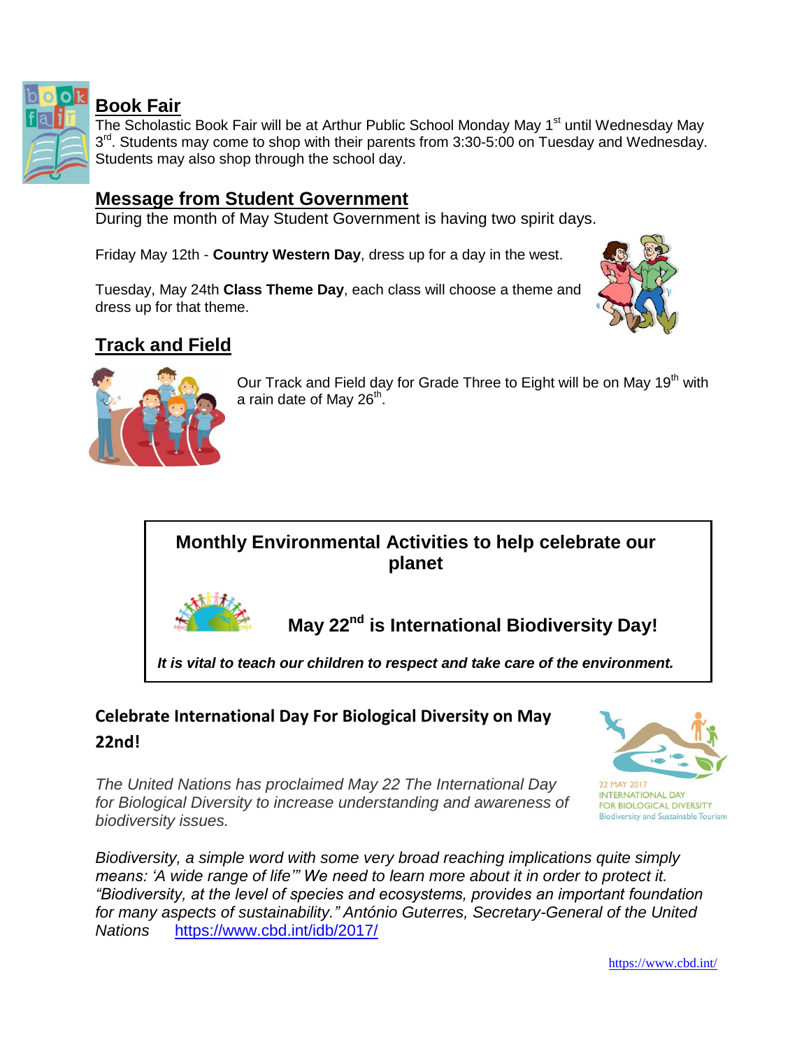## Book Fair

The Scholastic Book Fair will be at Arthur Public School Monday May 1st until Wednesday May 3rd. Students may come to shop with their parents from 3:30-5:00 on Tuesday and Wednesday. Students may also shop through the school day.

## Message from Student Government

During the month of May Student Government is having two spirit days.

Friday May 12th - **Country Western Day**, dress up for a day in the west.

Tuesday, May 24th **Class Theme Day**, each class will choose a theme and dress up for that theme.

## Track and Field

Our Track and Field day for Grade Three to Eight will be on May 19th with a rain date of May 26th.

**Monthly Environmental Activities to help celebrate our planet**

**May 22nd is International Biodiversity Day!**

***It is vital to teach our children to respect and take care of the environment.***

### Celebrate International Day For Biological Diversity on May 22nd!

22 MAY 2017
INTERNATIONAL DAY
FOR BIOLOGICAL DIVERSITY
Biodiversity and Sustainable Tourism

*The United Nations has proclaimed May 22 The International Day for Biological Diversity to increase understanding and awareness of biodiversity issues.*

*Biodiversity, a simple word with some very broad reaching implications quite simply means: 'A wide range of life'" We need to learn more about it in order to protect it. "Biodiversity, at the level of species and ecosystems, provides an important foundation for many aspects of sustainability." António Guterres, Secretary-General of the United Nations* https://www.cbd.int/idb/2017/

https://www.cbd.int/